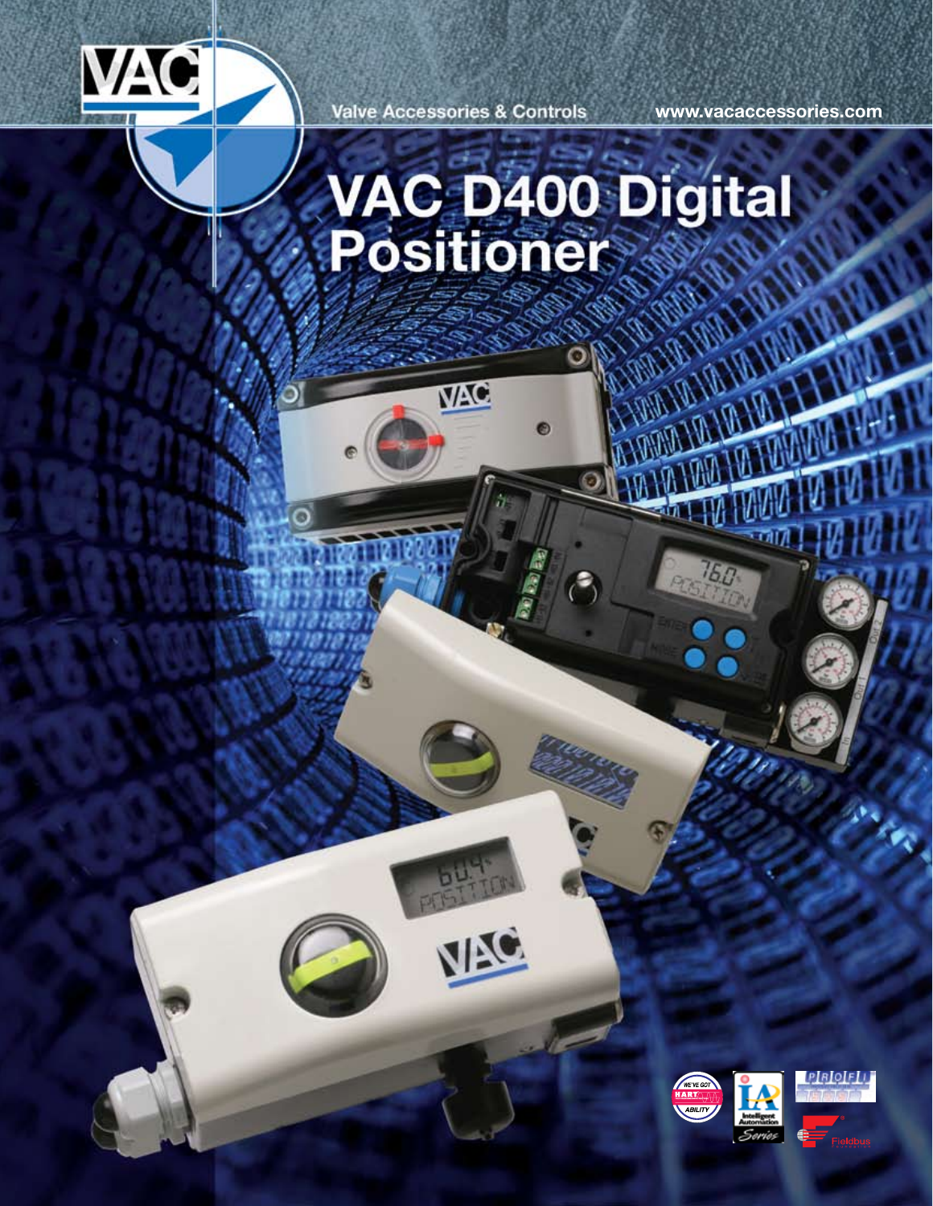Valve Accessories & Controls

www.vacaccessories.com

# VAC D400 Digital Positioner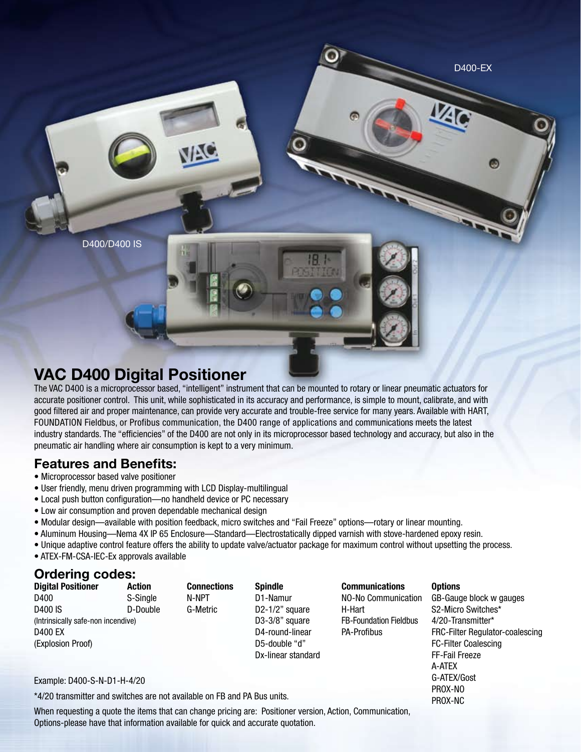D400-EX

D400/D400 IS

# VAC D400 Digital Positioner

The VAC D400 is a microprocessor based, "intelligent" instrument that can be mounted to rotary or linear pneumatic actuators for accurate positioner control. This unit, while sophisticated in its accuracy and performance, is simple to mount, calibrate, and with good filtered air and proper maintenance, can provide very accurate and trouble-free service for many years. Available with HART, FOUNDATION Fieldbus, or Profibus communication, the D400 range of applications and communications meets the latest industry standards. The "efficiencies" of the D400 are not only in its microprocessor based technology and accuracy, but also in the pneumatic air handling where air consumption is kept to a very minimum.

## Features and Benefits:

- Microprocessor based valve positioner
- User friendly, menu driven programming with LCD Display-multilingual
- Local push button configuration—no handheld device or PC necessary
- Low air consumption and proven dependable mechanical design
- Modular design—available with position feedback, micro switches and "Fail Freeze" options—rotary or linear mounting.
- Aluminum Housing—Nema 4X IP 65 Enclosure—Standard—Electrostatically dipped varnish with stove-hardened epoxy resin.
- Unique adaptive control feature offers the ability to update valve/actuator package for maximum control without upsetting the process.
- ATEX-FM-CSA-IEC-Ex approvals available

## Ordering codes:

| Digital Positioner | Action | Connections | Spindle | Communications | Options |
|---|---|---|---|---|---|
| D400 | S-Single | N-NPT | D1-Namur | NO-No Communication | GB-Gauge block w gauges |
| D400 IS | D-Double | G-Metric | D2-1/2" square | H-Hart | S2-Micro Switches* |
| (Intrinsically safe-non incendive) | | | D3-3/8" square | FB-Foundation Fieldbus | 4/20-Transmitter* |
| D400 EX | | | D4-round-linear | PA-Profibus | FRC-Filter Regulator-coalescing |
| (Explosion Proof) | | | D5-double "d" | | FC-Filter Coalescing |
| | | | Dx-linear standard | | FF-Fail Freeze |
| | | | | | A-ATEX |
| | | | | | G-ATEX/Gost |
| | | | | | PROX-NO |
| | | | | | PROX-NC |

Example: D400-S-N-D1-H-4/20

*4/20 transmitter and switches are not available on FB and PA Bus units.

When requesting a quote the items that can change pricing are: Positioner version, Action, Communication, Options-please have that information available for quick and accurate quotation.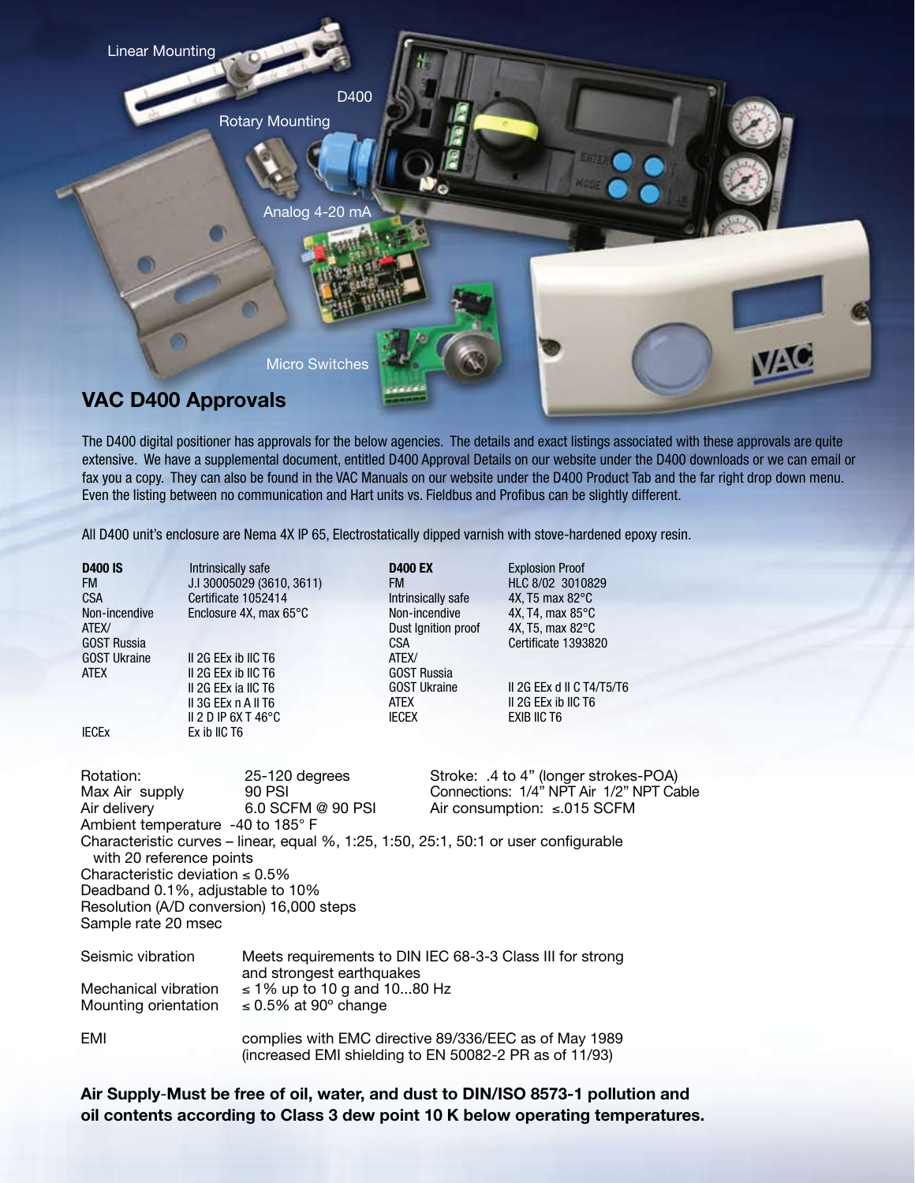Linear Mounting

D400

Rotary Mounting

Analog 4-20 mA

Micro Switches

## VAC D400 Approvals

The D400 digital positioner has approvals for the below agencies. The details and exact listings associated with these approvals are quite extensive. We have a supplemental document, entitled D400 Approval Details on our website under the D400 downloads or we can email or fax you a copy. They can also be found in the VAC Manuals on our website under the D400 Product Tab and the far right drop down menu. Even the listing between no communication and Hart units vs. Fieldbus and Profibus can be slightly different.

All D400 unit's enclosure are Nema 4X IP 65, Electrostatically dipped varnish with stove-hardened epoxy resin.

| **D400 IS** | Intrinsically safe | **D400 EX** | Explosion Proof |
|---|---|---|---|
| FM | J.I 30005029 (3610, 3611) | FM | HLC 8/02 3010829 |
| CSA | Certificate 1052414 | Intrinsically safe | 4X, T5 max 82°C |
| Non-incendive | Enclosure 4X, max 65°C | Non-incendive | 4X, T4, max 85°C |
| ATEX/ | | Dust Ignition proof | 4X, T5, max 82°C |
| GOST Russia | | CSA | Certificate 1393820 |
| GOST Ukraine | II 2G EEx ib IIC T6 | ATEX/ | |
| ATEX | II 2G EEx ib IIC T6 | GOST Russia | |
| | II 2G EEx ia IIC T6 | GOST Ukraine | II 2G EEx d II C T4/T5/T6 |
| | II 3G EEx n A II T6 | ATEX | II 2G EEx ib IIC T6 |
| | II 2 D IP 6X T 46°C | IECEX | EXIB IIC T6 |
| IECEx | Ex ib IIC T6 | | |

Rotation: 25-120 degrees
Max Air supply 90 PSI
Air delivery 6.0 SCFM @ 90 PSI
Ambient temperature -40 to 185° F
Characteristic curves – linear, equal %, 1:25, 1:50, 25:1, 50:1 or user configurable with 20 reference points
Characteristic deviation ≤ 0.5%
Deadband 0.1%, adjustable to 10%
Resolution (A/D conversion) 16,000 steps
Sample rate 20 msec

Stroke: .4 to 4" (longer strokes-POA)
Connections: 1/4" NPT Air 1/2" NPT Cable
Air consumption: ≤.015 SCFM

| | |
|---|---|
| Seismic vibration | Meets requirements to DIN IEC 68-3-3 Class III for strong and strongest earthquakes |
| Mechanical vibration | ≤ 1% up to 10 g and 10...80 Hz |
| Mounting orientation | ≤ 0.5% at 90° change |
| EMI | complies with EMC directive 89/336/EEC as of May 1989 (increased EMI shielding to EN 50082-2 PR as of 11/93) |

**Air Supply-Must be free of oil, water, and dust to DIN/ISO 8573-1 pollution and oil contents according to Class 3 dew point 10 K below operating temperatures.**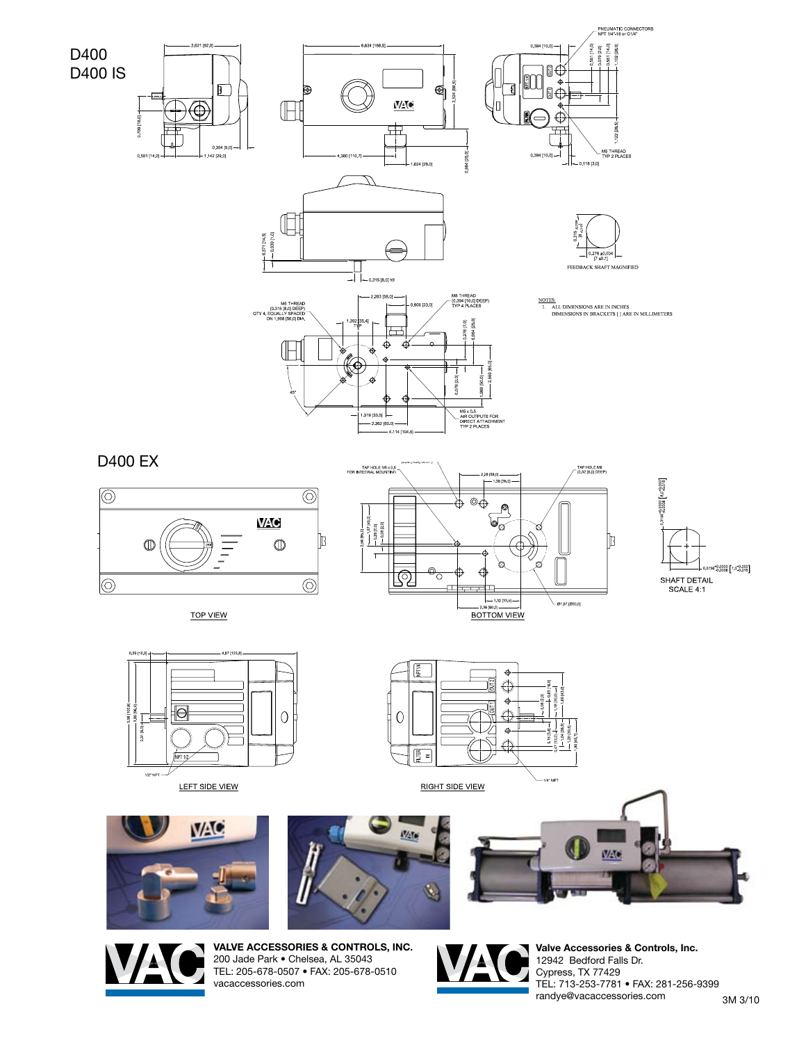# D400
# D400 IS

PNEUMATIC CONNECTORS NPT 1/4"-18 or G1/4"

3.621 [92.0]

5.634 [186.5]

0.394 [10.0]

0.551 [14.0]

0.079 [2.0]

0.551 [14.0]

1.102 [28.0]

0.709 [18.0]

3.524 [89.5]

0.354 [9.0]

0.551 [14.0]

1.142 [29.0]

4.360 [110.7]

1.024 [26.0]

0.984 [25.0]

1.122 [28.5]

M5 THREAD TYP 2 PLACES

0.394 [10.0]

0.118 [3.0]

0.571 [14.5]

0.059 [1.5]

0.315 [8.0] h9

FEEDBACK SHAFT MAGNIFIED

0.276 ±0.004 [7 ±0.1]

M6 THREAD (0.315 [8.0] DEEP) QTY 4, EQUALLY SPACED ON 1.968 [50.0] DIA.

2.283 [58.0]

0.906 [23.0]

M8 THREAD (0.394 [10.0] DEEP) TYP 4 PLACES

1.392 [35.4] TYP

0.276 [7.0]

0.984 [25.0]

2.559 [65.0]

1.969 [50.0]

0.079 [2.0]

45°

1.319 [33.5]

2.362 [60.0]

4.114 [104.5]

M5 x 0.5 AIR OUTPUTS FOR DIRECT ATTACHMENT TYP 2 PLACES

NOTES:
1. ALL DIMENSIONS ARE IN INCHES. DIMENSIONS IN BRACKETS [ ] ARE IN MILLIMETERS

# D400 EX

TAP HOLE M5 x 0.5 FOR INTEGRAL MOUNTING

2.28 [58.0]

1.38 [35.0]

TAP HOLE M8 (0.32 [8.0] DEEP)

1.32 [33.5]

2.36 [60.0]

Ø1.97 [Ø50.0]

SHAFT DETAIL
SCALE 4:1

TOP VIEW

BOTTOM VIEW

0.59 [15.0]

4.87 [123.8]

1/2" NPT

NPT 1/2

1/4" NPT

LEFT SIDE VIEW

RIGHT SIDE VIEW

**VALVE ACCESSORIES & CONTROLS, INC.**
200 Jade Park • Chelsea, AL 35043
TEL: 205-678-0507 • FAX: 205-678-0510
vacaccessories.com

**Valve Accessories & Controls, Inc.**
12942 Bedford Falls Dr.
Cypress, TX 77429
TEL: 713-253-7781 • FAX: 281-256-9399
randye@vacaccessories.com

3M 3/10